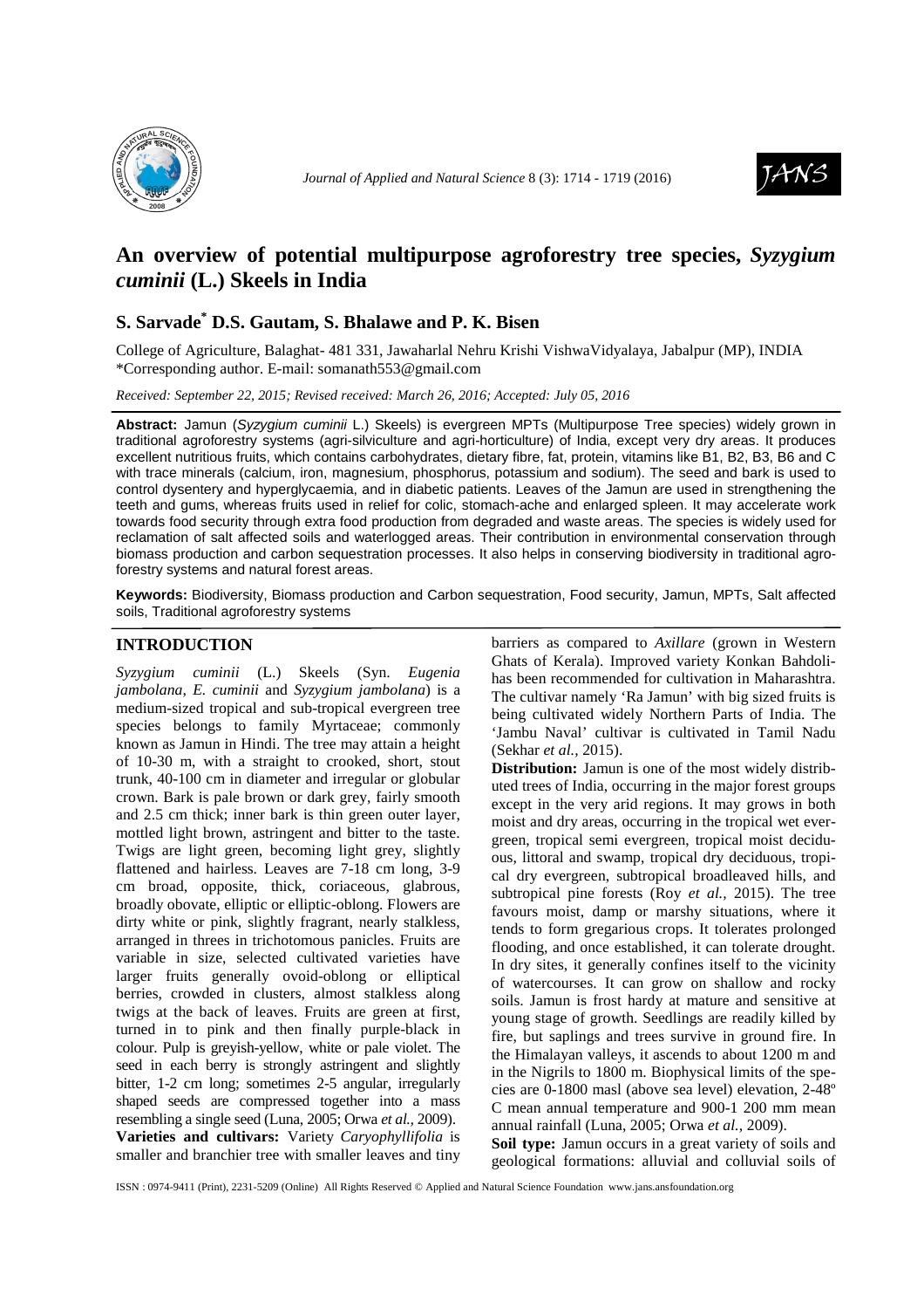# An overview of potential multipurpose agroforestry tree species, *Syzygium cuminii* (L.) Skeels in India

## S. Sarvade* D.S. Gautam, S. Bhalawe and P. K. Bisen

College of Agriculture, Balaghat- 481 331, Jawaharlal Nehru Krishi VishwaVidyalaya, Jabalpur (MP), INDIA
*Corresponding author. E-mail: somanath553@gmail.com

*Received: September 22, 2015; Revised received: March 26, 2016; Accepted: July 05, 2016*

**Abstract:** Jamun (*Syzygium cuminii* L.) Skeels) is evergreen MPTs (Multipurpose Tree species) widely grown in traditional agroforestry systems (agri-silviculture and agri-horticulture) of India, except very dry areas. It produces excellent nutritious fruits, which contains carbohydrates, dietary fibre, fat, protein, vitamins like B1, B2, B3, B6 and C with trace minerals (calcium, iron, magnesium, phosphorus, potassium and sodium). The seed and bark is used to control dysentery and hyperglycaemia, and in diabetic patients. Leaves of the Jamun are used in strengthening the teeth and gums, whereas fruits used in relief for colic, stomach-ache and enlarged spleen. It may accelerate work towards food security through extra food production from degraded and waste areas. The species is widely used for reclamation of salt affected soils and waterlogged areas. Their contribution in environmental conservation through biomass production and carbon sequestration processes. It also helps in conserving biodiversity in traditional agro-forestry systems and natural forest areas.

**Keywords:** Biodiversity, Biomass production and Carbon sequestration, Food security, Jamun, MPTs, Salt affected soils, Traditional agroforestry systems

## INTRODUCTION

*Syzygium cuminii* (L.) Skeels (Syn. *Eugenia jambolana, E. cuminii* and *Syzygium jambolana*) is a medium-sized tropical and sub-tropical evergreen tree species belongs to family Myrtaceae; commonly known as Jamun in Hindi. The tree may attain a height of 10-30 m, with a straight to crooked, short, stout trunk, 40-100 cm in diameter and irregular or globular crown. Bark is pale brown or dark grey, fairly smooth and 2.5 cm thick; inner bark is thin green outer layer, mottled light brown, astringent and bitter to the taste. Twigs are light green, becoming light grey, slightly flattened and hairless. Leaves are 7-18 cm long, 3-9 cm broad, opposite, thick, coriaceous, glabrous, broadly obovate, elliptic or elliptic-oblong. Flowers are dirty white or pink, slightly fragrant, nearly stalkless, arranged in threes in trichotomous panicles. Fruits are variable in size, selected cultivated varieties have larger fruits generally ovoid-oblong or elliptical berries, crowded in clusters, almost stalkless along twigs at the back of leaves. Fruits are green at first, turned in to pink and then finally purple-black in colour. Pulp is greyish-yellow, white or pale violet. The seed in each berry is strongly astringent and slightly bitter, 1-2 cm long; sometimes 2-5 angular, irregularly shaped seeds are compressed together into a mass resembling a single seed (Luna, 2005; Orwa *et al.,* 2009).

**Varieties and cultivars:** Variety *Caryophyllifolia* is smaller and branchier tree with smaller leaves and tiny barriers as compared to *Axillare* (grown in Western Ghats of Kerala). Improved variety Konkan Bahdoli-has been recommended for cultivation in Maharashtra. The cultivar namely 'Ra Jamun' with big sized fruits is being cultivated widely Northern Parts of India. The 'Jambu Naval' cultivar is cultivated in Tamil Nadu (Sekhar *et al.,* 2015).

**Distribution:** Jamun is one of the most widely distributed trees of India, occurring in the major forest groups except in the very arid regions. It may grows in both moist and dry areas, occurring in the tropical wet evergreen, tropical semi evergreen, tropical moist deciduous, littoral and swamp, tropical dry deciduous, tropical dry evergreen, subtropical broadleaved hills, and subtropical pine forests (Roy *et al.,* 2015). The tree favours moist, damp or marshy situations, where it tends to form gregarious crops. It tolerates prolonged flooding, and once established, it can tolerate drought. In dry sites, it generally confines itself to the vicinity of watercourses. It can grow on shallow and rocky soils. Jamun is frost hardy at mature and sensitive at young stage of growth. Seedlings are readily killed by fire, but saplings and trees survive in ground fire. In the Himalayan valleys, it ascends to about 1200 m and in the Nigrils to 1800 m. Biophysical limits of the species are 0-1800 masl (above sea level) elevation, 2-48º C mean annual temperature and 900-1 200 mm mean annual rainfall (Luna, 2005; Orwa *et al.,* 2009).

**Soil type:** Jamun occurs in a great variety of soils and geological formations: alluvial and colluvial soils of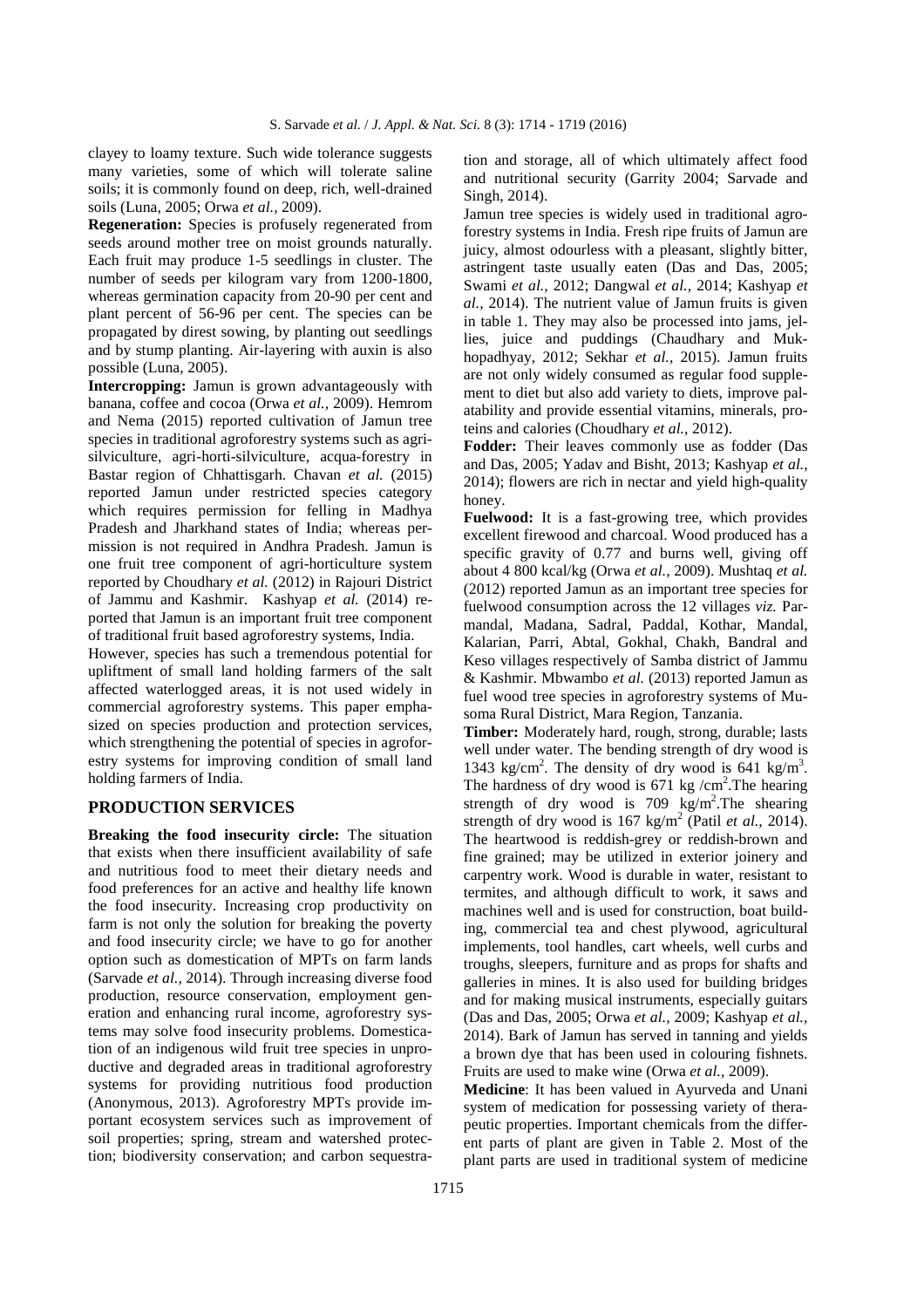clayey to loamy texture. Such wide tolerance suggests many varieties, some of which will tolerate saline soils; it is commonly found on deep, rich, well-drained soils (Luna, 2005; Orwa *et al.*, 2009).

**Regeneration:** Species is profusely regenerated from seeds around mother tree on moist grounds naturally. Each fruit may produce 1-5 seedlings in cluster. The number of seeds per kilogram vary from 1200-1800, whereas germination capacity from 20-90 per cent and plant percent of 56-96 per cent. The species can be propagated by direst sowing, by planting out seedlings and by stump planting. Air-layering with auxin is also possible (Luna, 2005).

**Intercropping:** Jamun is grown advantageously with banana, coffee and cocoa (Orwa *et al.,* 2009). Hemrom and Nema (2015) reported cultivation of Jamun tree species in traditional agroforestry systems such as agri-silviculture, agri-horti-silviculture, acqua-forestry in Bastar region of Chhattisgarh. Chavan *et al.* (2015) reported Jamun under restricted species category which requires permission for felling in Madhya Pradesh and Jharkhand states of India; whereas permission is not required in Andhra Pradesh. Jamun is one fruit tree component of agri-horticulture system reported by Choudhary *et al.* (2012) in Rajouri District of Jammu and Kashmir. Kashyap *et al.* (2014) reported that Jamun is an important fruit tree component of traditional fruit based agroforestry systems, India.

However, species has such a tremendous potential for upliftment of small land holding farmers of the salt affected waterlogged areas, it is not used widely in commercial agroforestry systems. This paper emphasized on species production and protection services, which strengthening the potential of species in agroforestry systems for improving condition of small land holding farmers of India.

## PRODUCTION SERVICES

**Breaking the food insecurity circle:** The situation that exists when there insufficient availability of safe and nutritious food to meet their dietary needs and food preferences for an active and healthy life known the food insecurity. Increasing crop productivity on farm is not only the solution for breaking the poverty and food insecurity circle; we have to go for another option such as domestication of MPTs on farm lands (Sarvade *et al.,* 2014). Through increasing diverse food production, resource conservation, employment generation and enhancing rural income, agroforestry systems may solve food insecurity problems. Domestication of an indigenous wild fruit tree species in unproductive and degraded areas in traditional agroforestry systems for providing nutritious food production (Anonymous, 2013). Agroforestry MPTs provide important ecosystem services such as improvement of soil properties; spring, stream and watershed protection; biodiversity conservation; and carbon sequestration and storage, all of which ultimately affect food and nutritional security (Garrity 2004; Sarvade and Singh, 2014).

Jamun tree species is widely used in traditional agroforestry systems in India. Fresh ripe fruits of Jamun are juicy, almost odourless with a pleasant, slightly bitter, astringent taste usually eaten (Das and Das, 2005; Swami *et al.,* 2012; Dangwal *et al.,* 2014; Kashyap *et al.,* 2014). The nutrient value of Jamun fruits is given in table 1. They may also be processed into jams, jellies, juice and puddings (Chaudhary and Mukhopadhyay, 2012; Sekhar *et al.,* 2015). Jamun fruits are not only widely consumed as regular food supplement to diet but also add variety to diets, improve palatability and provide essential vitamins, minerals, proteins and calories (Choudhary *et al.,* 2012).

**Fodder:** Their leaves commonly use as fodder (Das and Das, 2005; Yadav and Bisht, 2013; Kashyap *et al.,* 2014); flowers are rich in nectar and yield high-quality honey.

**Fuelwood:** It is a fast-growing tree, which provides excellent firewood and charcoal. Wood produced has a specific gravity of 0.77 and burns well, giving off about 4 800 kcal/kg (Orwa *et al.,* 2009). Mushtaq *et al.* (2012) reported Jamun as an important tree species for fuelwood consumption across the 12 villages *viz.* Parmandal, Madana, Sadral, Paddal, Kothar, Mandal, Kalarian, Parri, Abtal, Gokhal, Chakh, Bandral and Keso villages respectively of Samba district of Jammu & Kashmir. Mbwambo *et al.* (2013) reported Jamun as fuel wood tree species in agroforestry systems of Musoma Rural District, Mara Region, Tanzania.

**Timber:** Moderately hard, rough, strong, durable; lasts well under water. The bending strength of dry wood is 1343 kg/cm$^2$. The density of dry wood is 641 kg/m$^3$. The hardness of dry wood is 671 kg /cm$^2$.The hearing strength of dry wood is 709 kg/m$^2$.The shearing strength of dry wood is 167 kg/m$^2$ (Patil *et al.,* 2014). The heartwood is reddish-grey or reddish-brown and fine grained; may be utilized in exterior joinery and carpentry work. Wood is durable in water, resistant to termites, and although difficult to work, it saws and machines well and is used for construction, boat building, commercial tea and chest plywood, agricultural implements, tool handles, cart wheels, well curbs and troughs, sleepers, furniture and as props for shafts and galleries in mines. It is also used for building bridges and for making musical instruments, especially guitars (Das and Das, 2005; Orwa *et al.,* 2009; Kashyap *et al.,* 2014). Bark of Jamun has served in tanning and yields a brown dye that has been used in colouring fishnets. Fruits are used to make wine (Orwa *et al.,* 2009).

**Medicine**: It has been valued in Ayurveda and Unani system of medication for possessing variety of therapeutic properties. Important chemicals from the different parts of plant are given in Table 2. Most of the plant parts are used in traditional system of medicine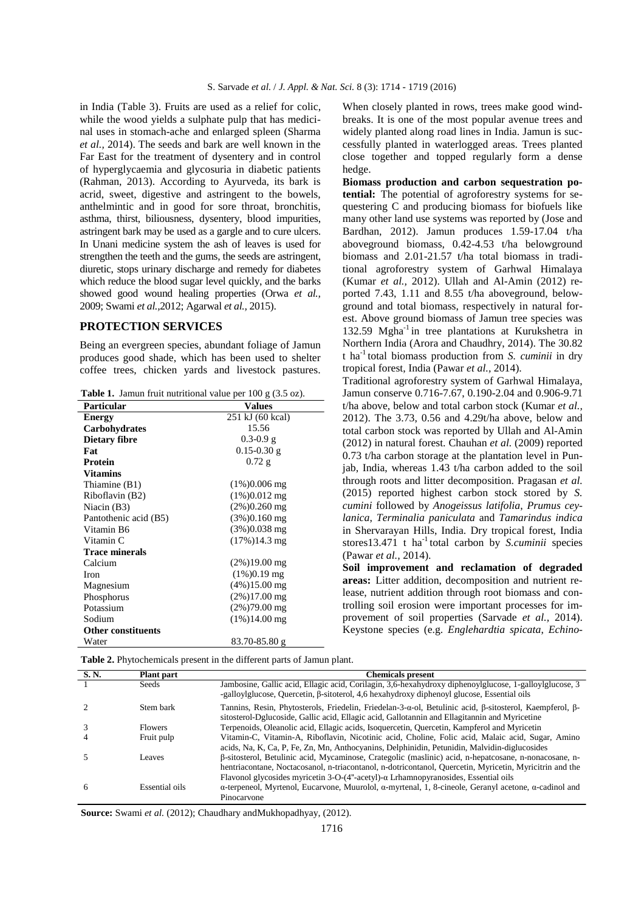in India (Table 3). Fruits are used as a relief for colic, while the wood yields a sulphate pulp that has medicinal uses in stomach-ache and enlarged spleen (Sharma *et al.,* 2014). The seeds and bark are well known in the Far East for the treatment of dysentery and in control of hyperglycaemia and glycosuria in diabetic patients (Rahman, 2013). According to Ayurveda, its bark is acrid, sweet, digestive and astringent to the bowels, anthelmintic and in good for sore throat, bronchitis, asthma, thirst, biliousness, dysentery, blood impurities, astringent bark may be used as a gargle and to cure ulcers. In Unani medicine system the ash of leaves is used for strengthen the teeth and the gums, the seeds are astringent, diuretic, stops urinary discharge and remedy for diabetes which reduce the blood sugar level quickly, and the barks showed good wound healing properties (Orwa *et al.,* 2009; Swami *et al.,*2012; Agarwal *et al.,* 2015).

## PROTECTION SERVICES

Being an evergreen species, abundant foliage of Jamun produces good shade, which has been used to shelter coffee trees, chicken yards and livestock pastures.

**Table 1.** Jamun fruit nutritional value per 100 g (3.5 oz).

| Particular | Values |
|---|---|
| **Energy** | 251 kJ (60 kcal) |
| **Carbohydrates** | 15.56 |
| **Dietary fibre** | 0.3-0.9 g |
| **Fat** | 0.15-0.30 g |
| **Protein** | 0.72 g |
| **Vitamins** | |
| Thiamine (B1) | (1%)0.006 mg |
| Riboflavin (B2) | (1%)0.012 mg |
| Niacin (B3) | (2%)0.260 mg |
| Pantothenic acid (B5) | (3%)0.160 mg |
| Vitamin B6 | (3%)0.038 mg |
| Vitamin C | (17%)14.3 mg |
| **Trace minerals** | |
| Calcium | (2%)19.00 mg |
| Iron | (1%)0.19 mg |
| Magnesium | (4%)15.00 mg |
| Phosphorus | (2%)17.00 mg |
| Potassium | (2%)79.00 mg |
| Sodium | (1%)14.00 mg |
| **Other constituents** | |
| Water | 83.70-85.80 g |

When closely planted in rows, trees make good windbreaks. It is one of the most popular avenue trees and widely planted along road lines in India. Jamun is successfully planted in waterlogged areas. Trees planted close together and topped regularly form a dense hedge.

**Biomass production and carbon sequestration potential:** The potential of agroforestry systems for sequestering C and producing biomass for biofuels like many other land use systems was reported by (Jose and Bardhan, 2012). Jamun produces 1.59-17.04 t/ha aboveground biomass, 0.42-4.53 t/ha belowground biomass and 2.01-21.57 t/ha total biomass in traditional agroforestry system of Garhwal Himalaya (Kumar *et al.,* 2012). Ullah and Al-Amin (2012) reported 7.43, 1.11 and 8.55 t/ha aboveground, belowground and total biomass, respectively in natural forest. Above ground biomass of Jamun tree species was 132.59 Mgha$^{-1}$ in tree plantations at Kurukshetra in Northern India (Arora and Chaudhry, 2014). The 30.82 t ha$^{-1}$ total biomass production from *S. cuminii* in dry tropical forest, India (Pawar *et al.,* 2014).

Traditional agroforestry system of Garhwal Himalaya, Jamun conserve 0.716-7.67, 0.190-2.04 and 0.906-9.71 t/ha above, below and total carbon stock (Kumar *et al.,* 2012). The 3.73, 0.56 and 4.29t/ha above, below and total carbon stock was reported by Ullah and Al-Amin (2012) in natural forest. Chauhan *et al.* (2009) reported 0.73 t/ha carbon storage at the plantation level in Punjab, India, whereas 1.43 t/ha carbon added to the soil through roots and litter decomposition. Pragasan *et al.* (2015) reported highest carbon stock stored by *S. cumini* followed by *Anogeissus latifolia*, *Prumus ceylanica*, *Terminalia paniculata* and *Tamarindus indica* in Shervarayan Hills, India. Dry tropical forest, India stores13.471 t ha$^{-1}$ total carbon by *S.cuminii* species (Pawar *et al.,* 2014).

**Soil improvement and reclamation of degraded areas:** Litter addition, decomposition and nutrient release, nutrient addition through root biomass and controlling soil erosion were important processes for improvement of soil properties (Sarvade *et al.,* 2014). Keystone species (e.g. *Englehardtia spicata, Echino-*

**Table 2.** Phytochemicals present in the different parts of Jamun plant.

| S. N. | Plant part | Chemicals present |
|---|---|---|
| 1 | Seeds | Jambosine, Gallic acid, Ellagic acid, Corilagin, 3,6-hexahydroxy diphenoylglucose, 1-galloylglucose, 3 -galloylglucose, Quercetin, β-sitoterol, 4,6 hexahydroxy diphenoyl glucose, Essential oils |
| 2 | Stem bark | Tannins, Resin, Phytosterols, Friedelin, Friedelan-3-α-ol, Betulinic acid, β-sitosterol, Kaempferol, β-sitosterol-Dglucoside, Gallic acid, Ellagic acid, Gallotannin and Ellagitannin and Myricetine |
| 3 | Flowers | Terpenoids, Oleanolic acid, Ellagic acids, Isoquercetin, Quercetin, Kampferol and Myricetin |
| 4 | Fruit pulp | Vitamin-C, Vitamin-A, Riboflavin, Nicotinic acid, Choline, Folic acid, Malaic acid, Sugar, Amino acids, Na, K, Ca, P, Fe, Zn, Mn, Anthocyanins, Delphinidin, Petunidin, Malvidin-diglucosides |
| 5 | Leaves | β-sitosterol, Betulinic acid, Mycaminose, Crategolic (maslinic) acid, n-hepatcosane, n-nonacosane, n-hentriacontane, Noctacosanol, n-triacontanol, n-dotricontanol, Quercetin, Myricetin, Myricitrin and the Flavonol glycosides myricetin 3-O-(4''-acetyl)-α Lrhamnopyranosides, Essential oils |
| 6 | Essential oils | α-terpeneol, Myrtenol, Eucarvone, Muurolol, α-myrtenal, 1, 8-cineole, Geranyl acetone, α-cadinol and Pinocarvone |

**Source:** Swami *et al.* (2012); Chaudhary andMukhopadhyay, (2012).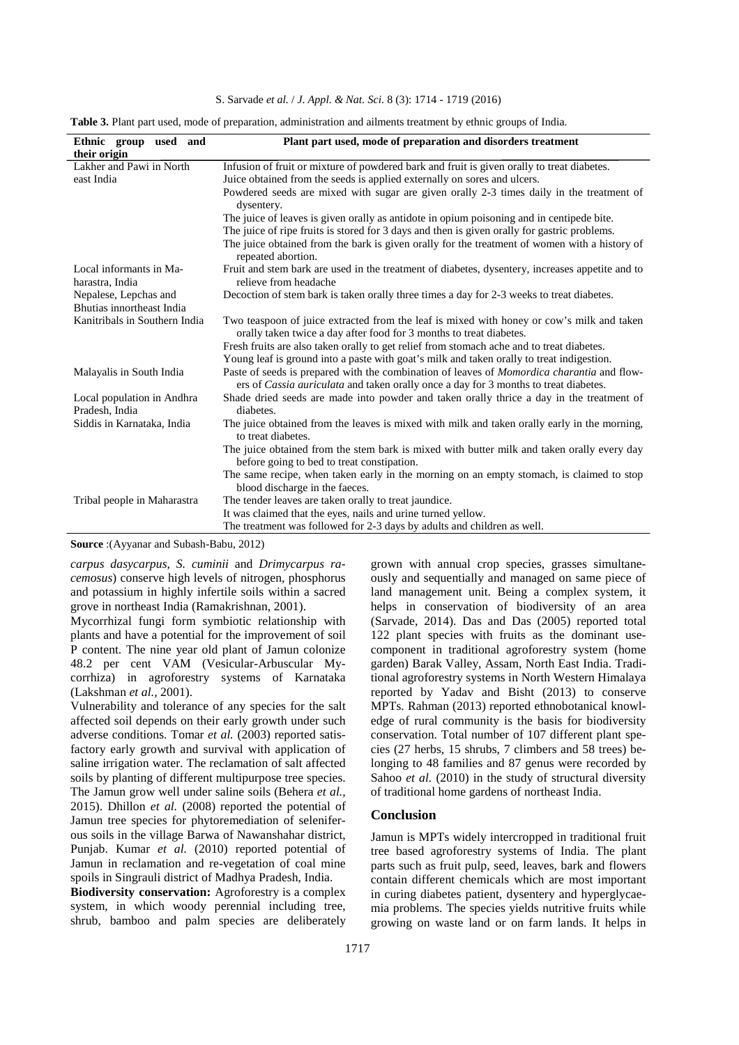**Table 3.** Plant part used, mode of preparation, administration and ailments treatment by ethnic groups of India.

| Ethnic group used and their origin | Plant part used, mode of preparation and disorders treatment |
|---|---|
| Lakher and Pawi in North east India | Infusion of fruit or mixture of powdered bark and fruit is given orally to treat diabetes. |
| | Juice obtained from the seeds is applied externally on sores and ulcers. |
| | Powdered seeds are mixed with sugar are given orally 2-3 times daily in the treatment of dysentery. |
| | The juice of leaves is given orally as antidote in opium poisoning and in centipede bite. |
| | The juice of ripe fruits is stored for 3 days and then is given orally for gastric problems. |
| | The juice obtained from the bark is given orally for the treatment of women with a history of repeated abortion. |
| Local informants in Maharastra, India | Fruit and stem bark are used in the treatment of diabetes, dysentery, increases appetite and to relieve from headache |
| Nepalese, Lepchas and Bhutias innortheast India | Decoction of stem bark is taken orally three times a day for 2-3 weeks to treat diabetes. |
| Kanitribals in Southern India | Two teaspoon of juice extracted from the leaf is mixed with honey or cow's milk and taken orally taken twice a day after food for 3 months to treat diabetes. |
| | Fresh fruits are also taken orally to get relief from stomach ache and to treat diabetes. |
| | Young leaf is ground into a paste with goat's milk and taken orally to treat indigestion. |
| Malayalis in South India | Paste of seeds is prepared with the combination of leaves of *Momordica charantia* and flowers of *Cassia auriculata* and taken orally once a day for 3 months to treat diabetes. |
| Local population in Andhra Pradesh, India | Shade dried seeds are made into powder and taken orally thrice a day in the treatment of diabetes. |
| Siddis in Karnataka, India | The juice obtained from the leaves is mixed with milk and taken orally early in the morning, to treat diabetes. |
| | The juice obtained from the stem bark is mixed with butter milk and taken orally every day before going to bed to treat constipation. |
| | The same recipe, when taken early in the morning on an empty stomach, is claimed to stop blood discharge in the faeces. |
| Tribal people in Maharastra | The tender leaves are taken orally to treat jaundice. |
| | It was claimed that the eyes, nails and urine turned yellow. |
| | The treatment was followed for 2-3 days by adults and children as well. |

**Source** :(Ayyanar and Subash-Babu, 2012)

*carpus dasycarpus*, *S. cuminii* and *Drimycarpus racemosus*) conserve high levels of nitrogen, phosphorus and potassium in highly infertile soils within a sacred grove in northeast India (Ramakrishnan, 2001).

Mycorrhizal fungi form symbiotic relationship with plants and have a potential for the improvement of soil P content. The nine year old plant of Jamun colonize 48.2 per cent VAM (Vesicular-Arbuscular Mycorrhiza) in agroforestry systems of Karnataka (Lakshman *et al.*, 2001).

Vulnerability and tolerance of any species for the salt affected soil depends on their early growth under such adverse conditions. Tomar *et al.* (2003) reported satisfactory early growth and survival with application of saline irrigation water. The reclamation of salt affected soils by planting of different multipurpose tree species. The Jamun grow well under saline soils (Behera *et al.*, 2015). Dhillon *et al.* (2008) reported the potential of Jamun tree species for phytoremediation of seleniferous soils in the village Barwa of Nawanshahar district, Punjab. Kumar *et al.* (2010) reported potential of Jamun in reclamation and re-vegetation of coal mine spoils in Singrauli district of Madhya Pradesh, India.

**Biodiversity conservation:** Agroforestry is a complex system, in which woody perennial including tree, shrub, bamboo and palm species are deliberately grown with annual crop species, grasses simultaneously and sequentially and managed on same piece of land management unit. Being a complex system, it helps in conservation of biodiversity of an area (Sarvade, 2014). Das and Das (2005) reported total 122 plant species with fruits as the dominant use-component in traditional agroforestry system (home garden) Barak Valley, Assam, North East India. Traditional agroforestry systems in North Western Himalaya reported by Yadav and Bisht (2013) to conserve MPTs. Rahman (2013) reported ethnobotanical knowledge of rural community is the basis for biodiversity conservation. Total number of 107 different plant species (27 herbs, 15 shrubs, 7 climbers and 58 trees) belonging to 48 families and 87 genus were recorded by Sahoo *et al.* (2010) in the study of structural diversity of traditional home gardens of northeast India.

## Conclusion

Jamun is MPTs widely intercropped in traditional fruit tree based agroforestry systems of India. The plant parts such as fruit pulp, seed, leaves, bark and flowers contain different chemicals which are most important in curing diabetes patient, dysentery and hyperglycaemia problems. The species yields nutritive fruits while growing on waste land or on farm lands. It helps in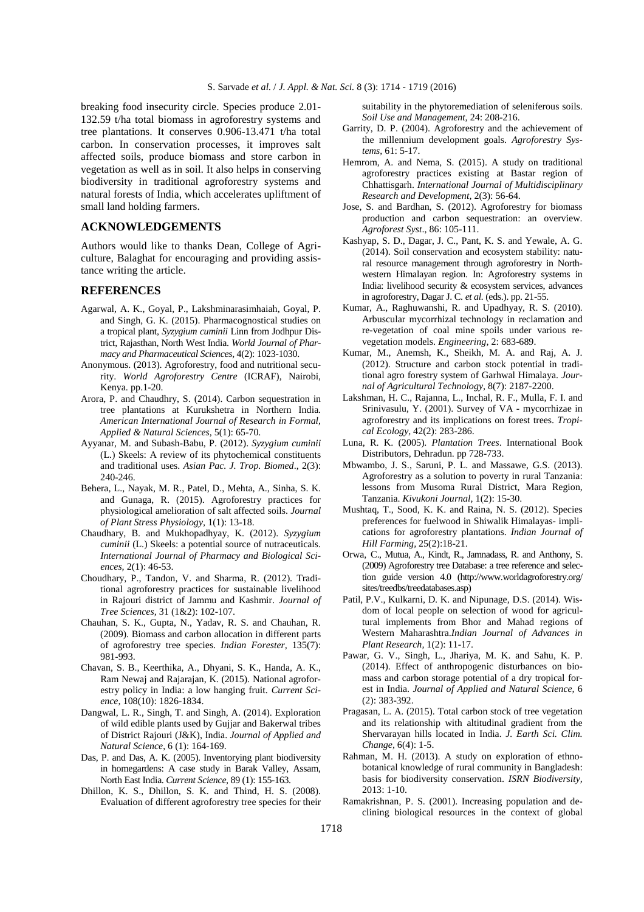breaking food insecurity circle. Species produce 2.01-132.59 t/ha total biomass in agroforestry systems and tree plantations. It conserves 0.906-13.471 t/ha total carbon. In conservation processes, it improves salt affected soils, produce biomass and store carbon in vegetation as well as in soil. It also helps in conserving biodiversity in traditional agroforestry systems and natural forests of India, which accelerates upliftment of small land holding farmers.

## ACKNOWLEDGEMENTS

Authors would like to thanks Dean, College of Agriculture, Balaghat for encouraging and providing assistance writing the article.

## REFERENCES

Agarwal, A. K., Goyal, P., Lakshminarasimhaiah, Goyal, P. and Singh, G. K. (2015). Pharmacognostical studies on a tropical plant, *Syzygium cuminii* Linn from Jodhpur District, Rajasthan, North West India. *World Journal of Pharmacy and Pharmaceutical Sciences*, 4(2): 1023-1030.

Anonymous. (2013). Agroforestry, food and nutritional security. *World Agroforestry Centre* (ICRAF), Nairobi, Kenya. pp.1-20.

Arora, P. and Chaudhry, S. (2014). Carbon sequestration in tree plantations at Kurukshetra in Northern India. *American International Journal of Research in Formal, Applied & Natural Sciences*, 5(1): 65-70.

Ayyanar, M. and Subash-Babu, P. (2012). *Syzygium cuminii* (L.) Skeels: A review of its phytochemical constituents and traditional uses. *Asian Pac. J. Trop. Biomed*., 2(3): 240-246.

Behera, L., Nayak, M. R., Patel, D., Mehta, A., Sinha, S. K. and Gunaga, R. (2015). Agroforestry practices for physiological amelioration of salt affected soils. *Journal of Plant Stress Physiology*, 1(1): 13-18.

Chaudhary, B. and Mukhopadhyay, K. (2012). *Syzygium cuminii* (L.) Skeels: a potential source of nutraceuticals. *International Journal of Pharmacy and Biological Sciences*, 2(1): 46-53.

Choudhary, P., Tandon, V. and Sharma, R. (2012). Traditional agroforestry practices for sustainable livelihood in Rajouri district of Jammu and Kashmir. *Journal of Tree Sciences*, 31 (1&2): 102-107.

Chauhan, S. K., Gupta, N., Yadav, R. S. and Chauhan, R. (2009). Biomass and carbon allocation in different parts of agroforestry tree species. *Indian Forester*, 135(7): 981-993.

Chavan, S. B., Keerthika, A., Dhyani, S. K., Handa, A. K., Ram Newaj and Rajarajan, K. (2015). National agroforestry policy in India: a low hanging fruit. *Current Science*, 108(10): 1826-1834.

Dangwal, L. R., Singh, T. and Singh, A. (2014). Exploration of wild edible plants used by Gujjar and Bakerwal tribes of District Rajouri (J&K), India. *Journal of Applied and Natural Science*, 6 (1): 164-169.

Das, P. and Das, A. K. (2005). Inventorying plant biodiversity in homegardens: A case study in Barak Valley, Assam, North East India. *Current Science*, 89 (1): 155-163.

Dhillon, K. S., Dhillon, S. K. and Thind, H. S. (2008). Evaluation of different agroforestry tree species for their suitability in the phytoremediation of seleniferous soils. *Soil Use and Management*, 24: 208-216.

Garrity, D. P. (2004). Agroforestry and the achievement of the millennium development goals. *Agroforestry Systems*, 61: 5-17.

Hemrom, A. and Nema, S. (2015). A study on traditional agroforestry practices existing at Bastar region of Chhattisgarh. *International Journal of Multidisciplinary Research and Development*, 2(3): 56-64.

Jose, S. and Bardhan, S. (2012). Agroforestry for biomass production and carbon sequestration: an overview. *Agroforest Syst*., 86: 105-111.

Kashyap, S. D., Dagar, J. C., Pant, K. S. and Yewale, A. G. (2014). Soil conservation and ecosystem stability: natural resource management through agroforestry in Northwestern Himalayan region. In: Agroforestry systems in India: livelihood security & ecosystem services, advances in agroforestry, Dagar J. C. *et al.* (eds.). pp. 21-55.

Kumar, A., Raghuwanshi, R. and Upadhyay, R. S. (2010). Arbuscular mycorrhizal technology in reclamation and re-vegetation of coal mine spoils under various re-vegetation models. *Engineering*, 2: 683-689.

Kumar, M., Anemsh, K., Sheikh, M. A. and Raj, A. J. (2012). Structure and carbon stock potential in traditional agro forestry system of Garhwal Himalaya. *Journal of Agricultural Technology*, 8(7): 2187-2200.

Lakshman, H. C., Rajanna, L., Inchal, R. F., Mulla, F. I. and Srinivasulu, Y. (2001). Survey of VA - mycorrhizae in agroforestry and its implications on forest trees. *Tropical Ecology*, 42(2): 283-286.

Luna, R. K. (2005). *Plantation Trees*. International Book Distributors, Dehradun. pp 728-733.

Mbwambo, J. S., Saruni, P. L. and Massawe, G.S. (2013). Agroforestry as a solution to poverty in rural Tanzania: lessons from Musoma Rural District, Mara Region, Tanzania. *Kivukoni Journal*, 1(2): 15-30.

Mushtaq, T., Sood, K. K. and Raina, N. S. (2012). Species preferences for fuelwood in Shiwalik Himalayas- implications for agroforestry plantations. *Indian Journal of Hill Farming*, 25(2):18-21.

Orwa, C., Mutua, A., Kindt, R., Jamnadass, R. and Anthony, S. (2009) Agroforestry tree Database: a tree reference and selection guide version 4.0 (http://www.worldagroforestry.org/sites/treedbs/treedatabases.asp)

Patil, P.V., Kulkarni, D. K. and Nipunage, D.S. (2014). Wisdom of local people on selection of wood for agricultural implements from Bhor and Mahad regions of Western Maharashtra.*Indian Journal of Advances in Plant Research*, 1(2): 11-17.

Pawar, G. V., Singh, L., Jhariya, M. K. and Sahu, K. P. (2014). Effect of anthropogenic disturbances on biomass and carbon storage potential of a dry tropical forest in India. *Journal of Applied and Natural Science*, 6 (2): 383-392.

Pragasan, L. A. (2015). Total carbon stock of tree vegetation and its relationship with altitudinal gradient from the Shervarayan hills located in India. *J. Earth Sci. Clim. Change*, 6(4): 1-5.

Rahman, M. H. (2013). A study on exploration of ethnobotanical knowledge of rural community in Bangladesh: basis for biodiversity conservation. *ISRN Biodiversity*, 2013: 1-10.

Ramakrishnan, P. S. (2001). Increasing population and declining biological resources in the context of global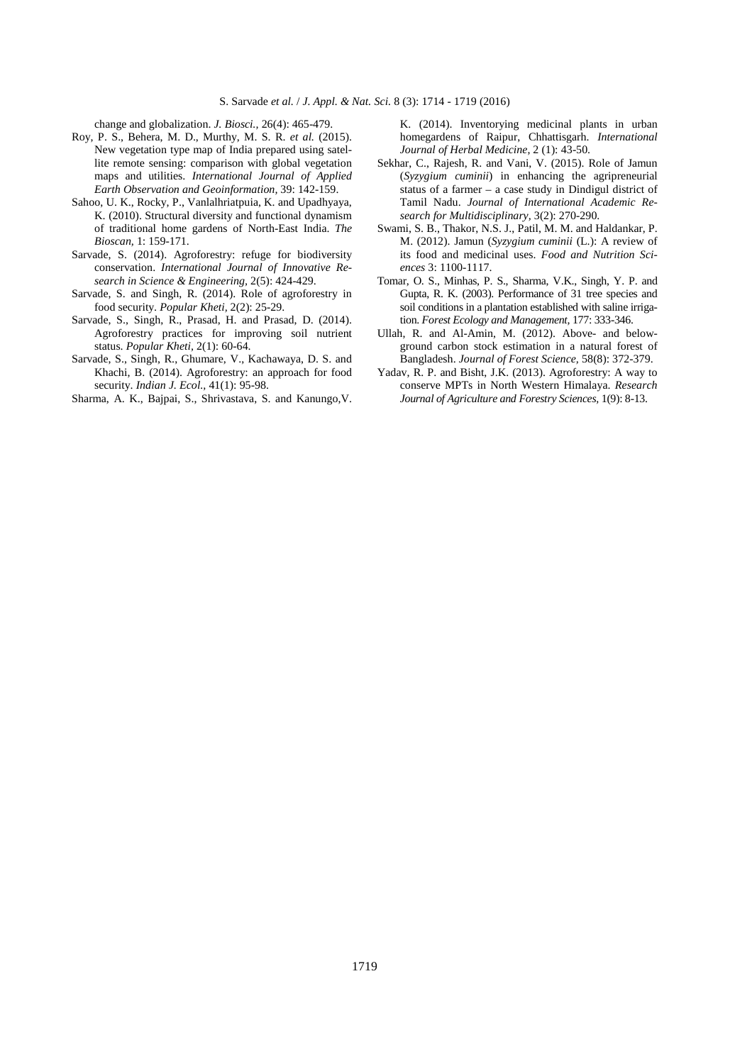change and globalization. *J. Biosci.*, 26(4): 465-479.

Roy, P. S., Behera, M. D., Murthy, M. S. R. *et al.* (2015). New vegetation type map of India prepared using satellite remote sensing: comparison with global vegetation maps and utilities. *International Journal of Applied Earth Observation and Geoinformation*, 39: 142-159.

Sahoo, U. K., Rocky, P., Vanlalhriatpuia, K. and Upadhyaya, K. (2010). Structural diversity and functional dynamism of traditional home gardens of North-East India. *The Bioscan*, 1: 159-171.

Sarvade, S. (2014). Agroforestry: refuge for biodiversity conservation. *International Journal of Innovative Research in Science & Engineering*, 2(5): 424-429.

Sarvade, S. and Singh, R. (2014). Role of agroforestry in food security. *Popular Kheti*, 2(2): 25-29.

Sarvade, S., Singh, R., Prasad, H. and Prasad, D. (2014). Agroforestry practices for improving soil nutrient status. *Popular Kheti*, 2(1): 60-64.

Sarvade, S., Singh, R., Ghumare, V., Kachawaya, D. S. and Khachi, B. (2014). Agroforestry: an approach for food security. *Indian J. Ecol.*, 41(1): 95-98.

Sharma, A. K., Bajpai, S., Shrivastava, S. and Kanungo,V. K. (2014). Inventorying medicinal plants in urban homegardens of Raipur, Chhattisgarh. *International Journal of Herbal Medicine*, 2 (1): 43-50.

Sekhar, C., Rajesh, R. and Vani, V. (2015). Role of Jamun (*Syzygium cuminii*) in enhancing the agripreneurial status of a farmer – a case study in Dindigul district of Tamil Nadu. *Journal of International Academic Research for Multidisciplinary*, 3(2): 270-290.

Swami, S. B., Thakor, N.S. J., Patil, M. M. and Haldankar, P. M. (2012). Jamun (*Syzygium cuminii* (L.): A review of its food and medicinal uses. *Food and Nutrition Sciences* 3: 1100-1117.

Tomar, O. S., Minhas, P. S., Sharma, V.K., Singh, Y. P. and Gupta, R. K. (2003). Performance of 31 tree species and soil conditions in a plantation established with saline irrigation. *Forest Ecology and Management*, 177: 333-346.

Ullah, R. and Al-Amin, M. (2012). Above- and below-ground carbon stock estimation in a natural forest of Bangladesh. *Journal of Forest Science*, 58(8): 372-379.

Yadav, R. P. and Bisht, J.K. (2013). Agroforestry: A way to conserve MPTs in North Western Himalaya. *Research Journal of Agriculture and Forestry Sciences*, 1(9): 8-13.